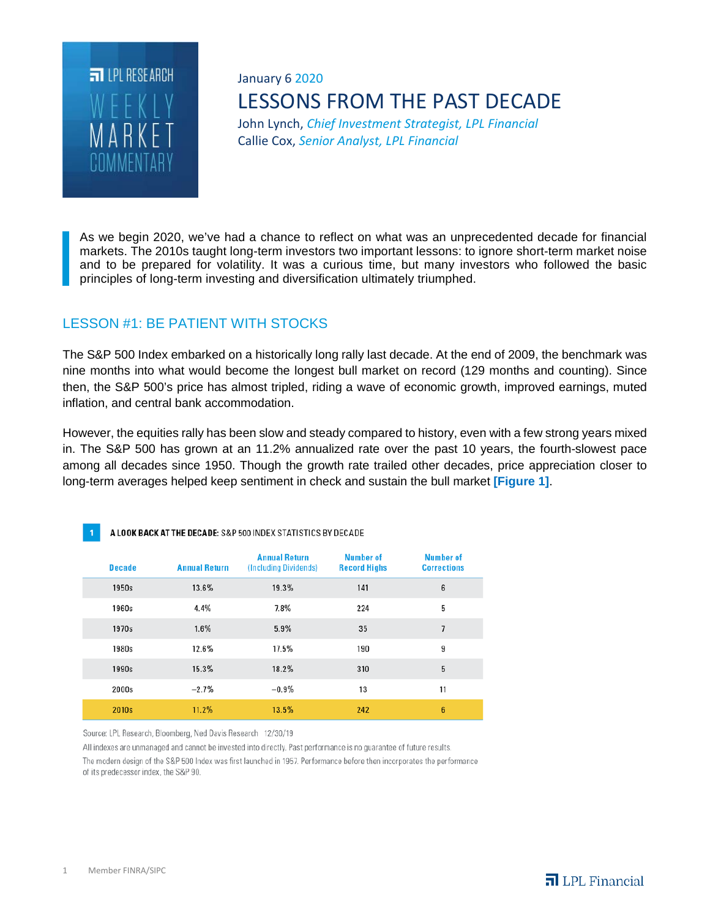LPL RESEARCH WEEKLY MARKET COMMENTARY

January 6 2020

# LESSONS FROM THE PAST DECADE

John Lynch, *Chief Investment Strategist, LPL Financial*
Callie Cox, *Senior Analyst, LPL Financial*

As we begin 2020, we've had a chance to reflect on what was an unprecedented decade for financial markets. The 2010s taught long-term investors two important lessons: to ignore short-term market noise and to be prepared for volatility. It was a curious time, but many investors who followed the basic principles of long-term investing and diversification ultimately triumphed.

## LESSON #1: BE PATIENT WITH STOCKS

The S&P 500 Index embarked on a historically long rally last decade. At the end of 2009, the benchmark was nine months into what would become the longest bull market on record (129 months and counting). Since then, the S&P 500's price has almost tripled, riding a wave of economic growth, improved earnings, muted inflation, and central bank accommodation.

However, the equities rally has been slow and steady compared to history, even with a few strong years mixed in. The S&P 500 has grown at an 11.2% annualized rate over the past 10 years, the fourth-slowest pace among all decades since 1950. Though the growth rate trailed other decades, price appreciation closer to long-term averages helped keep sentiment in check and sustain the bull market **[Figure 1]**.

**1** **A LOOK BACK AT THE DECADE:** S&P 500 INDEX STATISTICS BY DECADE

| Decade | Annual Return | Annual Return (Including Dividends) | Number of Record Highs | Number of Corrections |
|---|---|---|---|---|
| 1950s | 13.6% | 19.3% | 141 | 6 |
| 1960s | 4.4% | 7.8% | 224 | 5 |
| 1970s | 1.6% | 5.9% | 35 | 7 |
| 1980s | 12.6% | 17.5% | 190 | 9 |
| 1990s | 15.3% | 18.2% | 310 | 5 |
| 2000s | −2.7% | −0.9% | 13 | 11 |
| 2010s | 11.2% | 13.5% | 242 | 6 |

Source: LPL Research, Bloomberg, Ned Davis Research 12/30/19

All indexes are unmanaged and cannot be invested into directly. Past performance is no guarantee of future results.

The modern design of the S&P 500 Index was first launched in 1957. Performance before then incorporates the performance of its predecessor index, the S&P 90.

Member FINRA/SIPC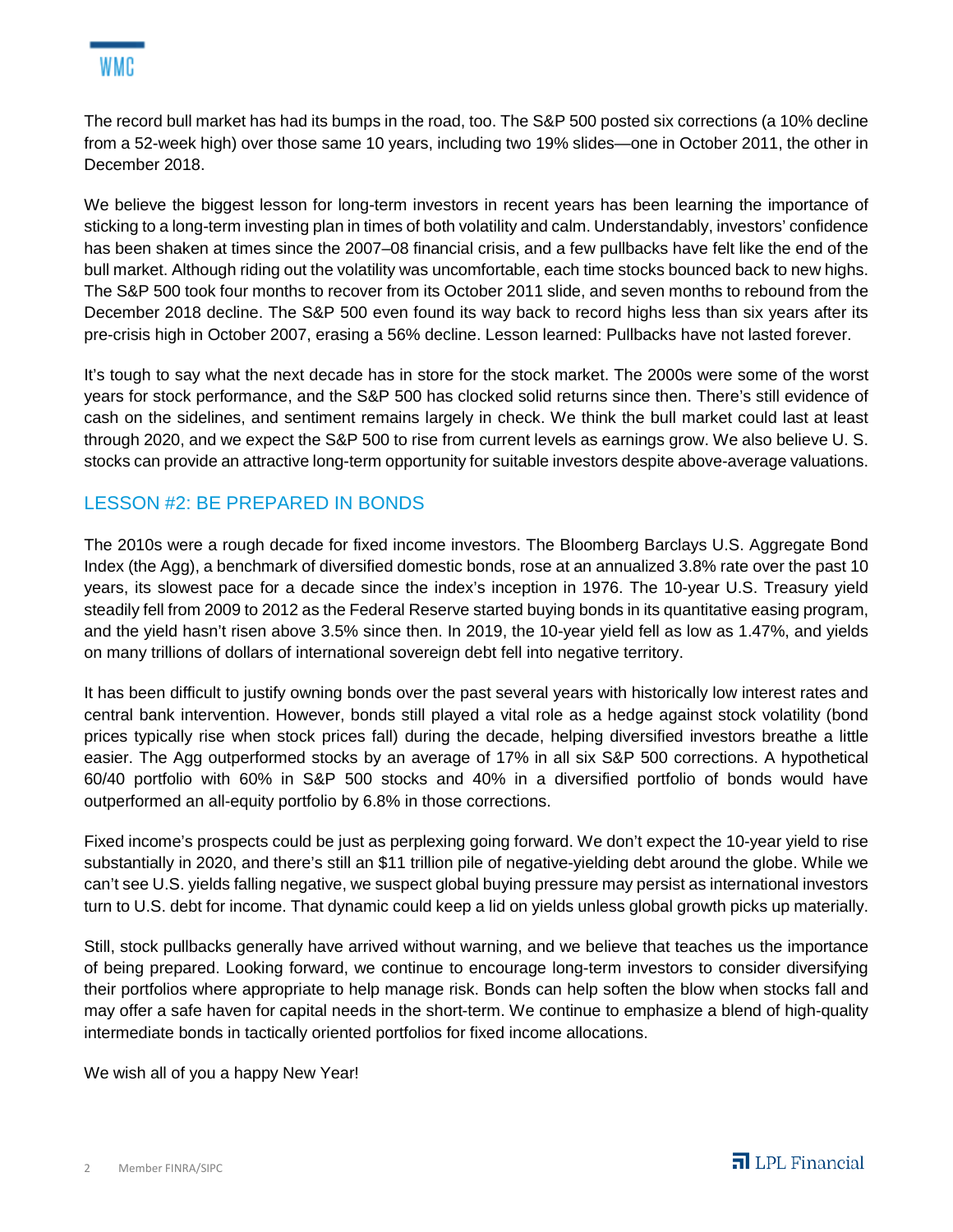The record bull market has had its bumps in the road, too. The S&P 500 posted six corrections (a 10% decline from a 52-week high) over those same 10 years, including two 19% slides—one in October 2011, the other in December 2018.

We believe the biggest lesson for long-term investors in recent years has been learning the importance of sticking to a long-term investing plan in times of both volatility and calm. Understandably, investors' confidence has been shaken at times since the 2007–08 financial crisis, and a few pullbacks have felt like the end of the bull market. Although riding out the volatility was uncomfortable, each time stocks bounced back to new highs. The S&P 500 took four months to recover from its October 2011 slide, and seven months to rebound from the December 2018 decline. The S&P 500 even found its way back to record highs less than six years after its pre-crisis high in October 2007, erasing a 56% decline. Lesson learned: Pullbacks have not lasted forever.

It's tough to say what the next decade has in store for the stock market. The 2000s were some of the worst years for stock performance, and the S&P 500 has clocked solid returns since then. There's still evidence of cash on the sidelines, and sentiment remains largely in check. We think the bull market could last at least through 2020, and we expect the S&P 500 to rise from current levels as earnings grow. We also believe U. S. stocks can provide an attractive long-term opportunity for suitable investors despite above-average valuations.

## LESSON #2: BE PREPARED IN BONDS

The 2010s were a rough decade for fixed income investors. The Bloomberg Barclays U.S. Aggregate Bond Index (the Agg), a benchmark of diversified domestic bonds, rose at an annualized 3.8% rate over the past 10 years, its slowest pace for a decade since the index's inception in 1976. The 10-year U.S. Treasury yield steadily fell from 2009 to 2012 as the Federal Reserve started buying bonds in its quantitative easing program, and the yield hasn't risen above 3.5% since then. In 2019, the 10-year yield fell as low as 1.47%, and yields on many trillions of dollars of international sovereign debt fell into negative territory.

It has been difficult to justify owning bonds over the past several years with historically low interest rates and central bank intervention. However, bonds still played a vital role as a hedge against stock volatility (bond prices typically rise when stock prices fall) during the decade, helping diversified investors breathe a little easier. The Agg outperformed stocks by an average of 17% in all six S&P 500 corrections. A hypothetical 60/40 portfolio with 60% in S&P 500 stocks and 40% in a diversified portfolio of bonds would have outperformed an all-equity portfolio by 6.8% in those corrections.

Fixed income's prospects could be just as perplexing going forward. We don't expect the 10-year yield to rise substantially in 2020, and there's still an $11 trillion pile of negative-yielding debt around the globe. While we can't see U.S. yields falling negative, we suspect global buying pressure may persist as international investors turn to U.S. debt for income. That dynamic could keep a lid on yields unless global growth picks up materially.

Still, stock pullbacks generally have arrived without warning, and we believe that teaches us the importance of being prepared. Looking forward, we continue to encourage long-term investors to consider diversifying their portfolios where appropriate to help manage risk. Bonds can help soften the blow when stocks fall and may offer a safe haven for capital needs in the short-term. We continue to emphasize a blend of high-quality intermediate bonds in tactically oriented portfolios for fixed income allocations.

We wish all of you a happy New Year!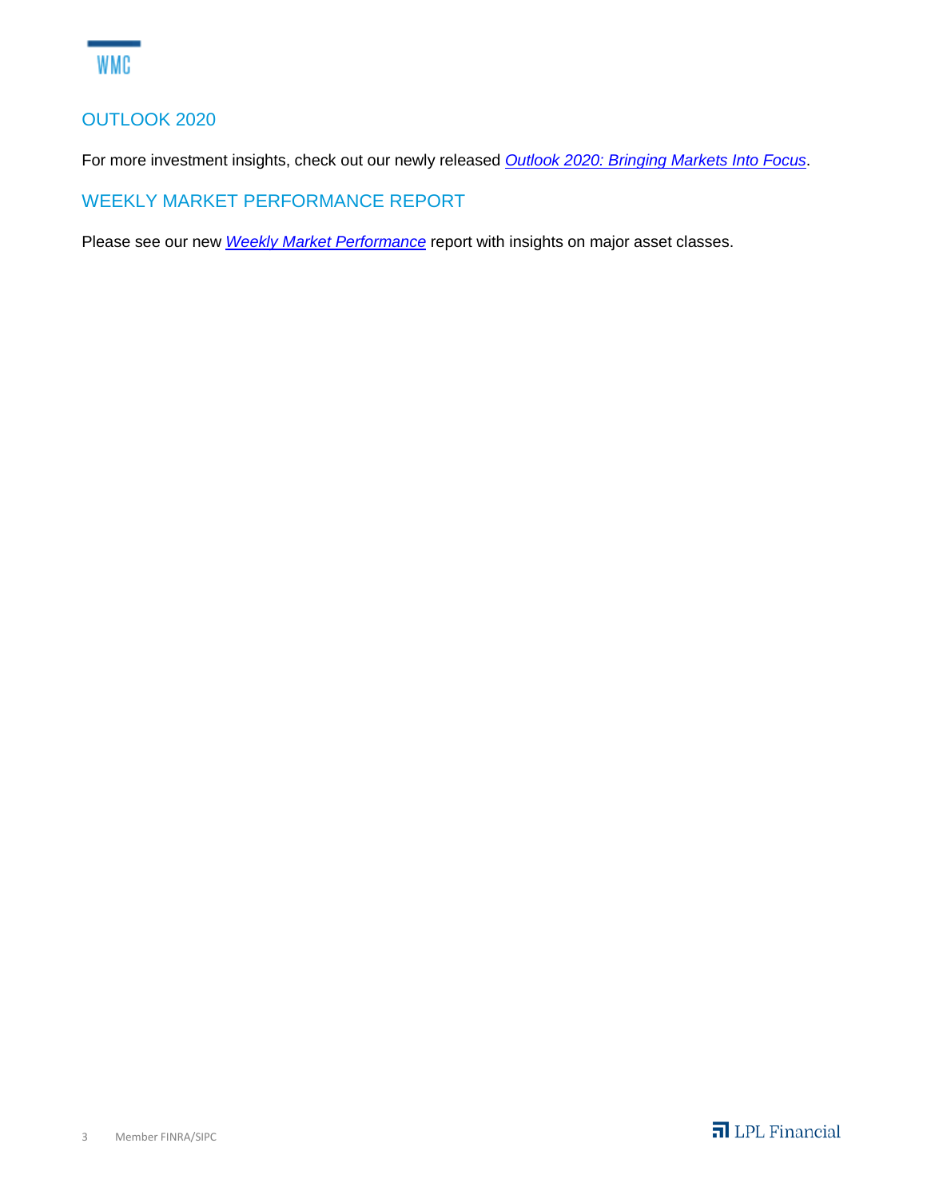## OUTLOOK 2020

For more investment insights, check out our newly released *Outlook 2020: Bringing Markets Into Focus*.

## WEEKLY MARKET PERFORMANCE REPORT

Please see our new *Weekly Market Performance* report with insights on major asset classes.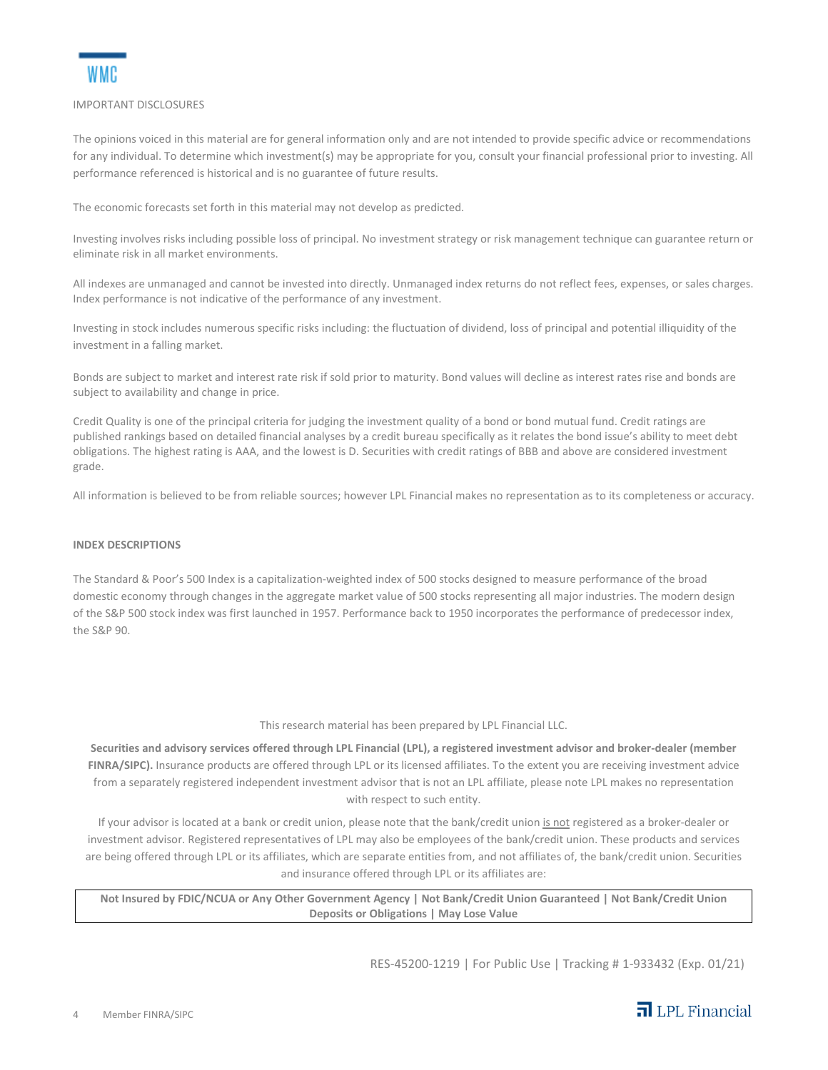WMC

IMPORTANT DISCLOSURES

The opinions voiced in this material are for general information only and are not intended to provide specific advice or recommendations for any individual. To determine which investment(s) may be appropriate for you, consult your financial professional prior to investing. All performance referenced is historical and is no guarantee of future results.

The economic forecasts set forth in this material may not develop as predicted.

Investing involves risks including possible loss of principal. No investment strategy or risk management technique can guarantee return or eliminate risk in all market environments.

All indexes are unmanaged and cannot be invested into directly. Unmanaged index returns do not reflect fees, expenses, or sales charges. Index performance is not indicative of the performance of any investment.

Investing in stock includes numerous specific risks including: the fluctuation of dividend, loss of principal and potential illiquidity of the investment in a falling market.

Bonds are subject to market and interest rate risk if sold prior to maturity. Bond values will decline as interest rates rise and bonds are subject to availability and change in price.

Credit Quality is one of the principal criteria for judging the investment quality of a bond or bond mutual fund. Credit ratings are published rankings based on detailed financial analyses by a credit bureau specifically as it relates the bond issue's ability to meet debt obligations. The highest rating is AAA, and the lowest is D. Securities with credit ratings of BBB and above are considered investment grade.

All information is believed to be from reliable sources; however LPL Financial makes no representation as to its completeness or accuracy.

**INDEX DESCRIPTIONS**

The Standard & Poor's 500 Index is a capitalization-weighted index of 500 stocks designed to measure performance of the broad domestic economy through changes in the aggregate market value of 500 stocks representing all major industries. The modern design of the S&P 500 stock index was first launched in 1957. Performance back to 1950 incorporates the performance of predecessor index, the S&P 90.

This research material has been prepared by LPL Financial LLC.

**Securities and advisory services offered through LPL Financial (LPL), a registered investment advisor and broker-dealer (member FINRA/SIPC).** Insurance products are offered through LPL or its licensed affiliates. To the extent you are receiving investment advice from a separately registered independent investment advisor that is not an LPL affiliate, please note LPL makes no representation with respect to such entity.

If your advisor is located at a bank or credit union, please note that the bank/credit union is not registered as a broker-dealer or investment advisor. Registered representatives of LPL may also be employees of the bank/credit union. These products and services are being offered through LPL or its affiliates, which are separate entities from, and not affiliates of, the bank/credit union. Securities and insurance offered through LPL or its affiliates are:

**Not Insured by FDIC/NCUA or Any Other Government Agency | Not Bank/Credit Union Guaranteed | Not Bank/Credit Union Deposits or Obligations | May Lose Value**

RES-45200-1219 | For Public Use | Tracking # 1-933432 (Exp. 01/21)

Member FINRA/SIPC

LPL Financial